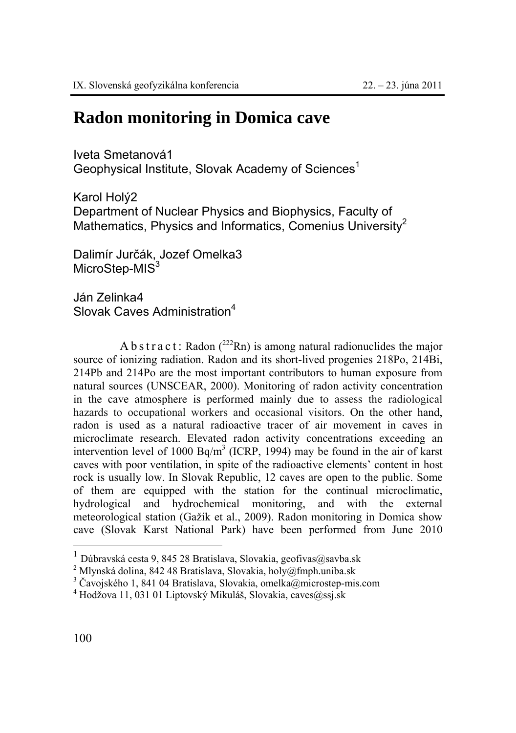# Radon monitoring in Domica cave

Iveta Smetanová1
Geophysical Institute, Slovak Academy of Sciences[1]

Karol Holý2
Department of Nuclear Physics and Biophysics, Faculty of Mathematics, Physics and Informatics, Comenius University[2]

Dalimír Jurčák, Jozef Omelka3
MicroStep-MIS[3]

Ján Zelinka4
Slovak Caves Administration[4]

Abstract: Radon ($^{222}Rn$) is among natural radionuclides the major source of ionizing radiation. Radon and its short-lived progenies 218Po, 214Bi, 214Pb and 214Po are the most important contributors to human exposure from natural sources (UNSCEAR, 2000). Monitoring of radon activity concentration in the cave atmosphere is performed mainly due to assess the radiological hazards to occupational workers and occasional visitors. On the other hand, radon is used as a natural radioactive tracer of air movement in caves in microclimate research. Elevated radon activity concentrations exceeding an intervention level of 1000 Bq/m$^3$ (ICRP, 1994) may be found in the air of karst caves with poor ventilation, in spite of the radioactive elements' content in host rock is usually low. In Slovak Republic, 12 caves are open to the public. Some of them are equipped with the station for the continual microclimatic, hydrological and hydrochemical monitoring, and with the external meteorological station (Gažík et al., 2009). Radon monitoring in Domica show cave (Slovak Karst National Park) have been performed from June 2010

---

[1] Dúbravská cesta 9, 845 28 Bratislava, Slovakia, geofivas@savba.sk
[2] Mlynská dolina, 842 48 Bratislava, Slovakia, holy@fmph.uniba.sk
[3] Čavojského 1, 841 04 Bratislava, Slovakia, omelka@microstep-mis.com
[4] Hodžova 11, 031 01 Liptovský Mikuláš, Slovakia, caves@ssj.sk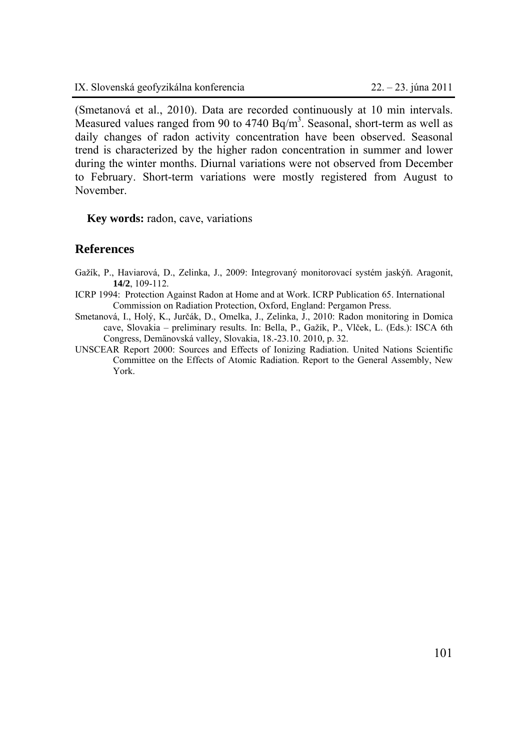(Smetanová et al., 2010). Data are recorded continuously at 10 min intervals. Measured values ranged from 90 to 4740 $Bq/m^3$. Seasonal, short-term as well as daily changes of radon activity concentration have been observed. Seasonal trend is characterized by the higher radon concentration in summer and lower during the winter months. Diurnal variations were not observed from December to February. Short-term variations were mostly registered from August to November.

**Key words:** radon, cave, variations

## References

Gažík, P., Haviarová, D., Zelinka, J., 2009: Integrovaný monitorovací systém jaskýň. Aragonit, **14/2**, 109-112.

ICRP 1994: Protection Against Radon at Home and at Work. ICRP Publication 65. International Commission on Radiation Protection, Oxford, England: Pergamon Press.

Smetanová, I., Holý, K., Jurčák, D., Omelka, J., Zelinka, J., 2010: Radon monitoring in Domica cave, Slovakia – preliminary results. In: Bella, P., Gažík, P., Vlček, L. (Eds.): ISCA 6th Congress, Demänovská valley, Slovakia, 18.-23.10. 2010, p. 32.

UNSCEAR Report 2000: Sources and Effects of Ionizing Radiation. United Nations Scientific Committee on the Effects of Atomic Radiation. Report to the General Assembly, New York.